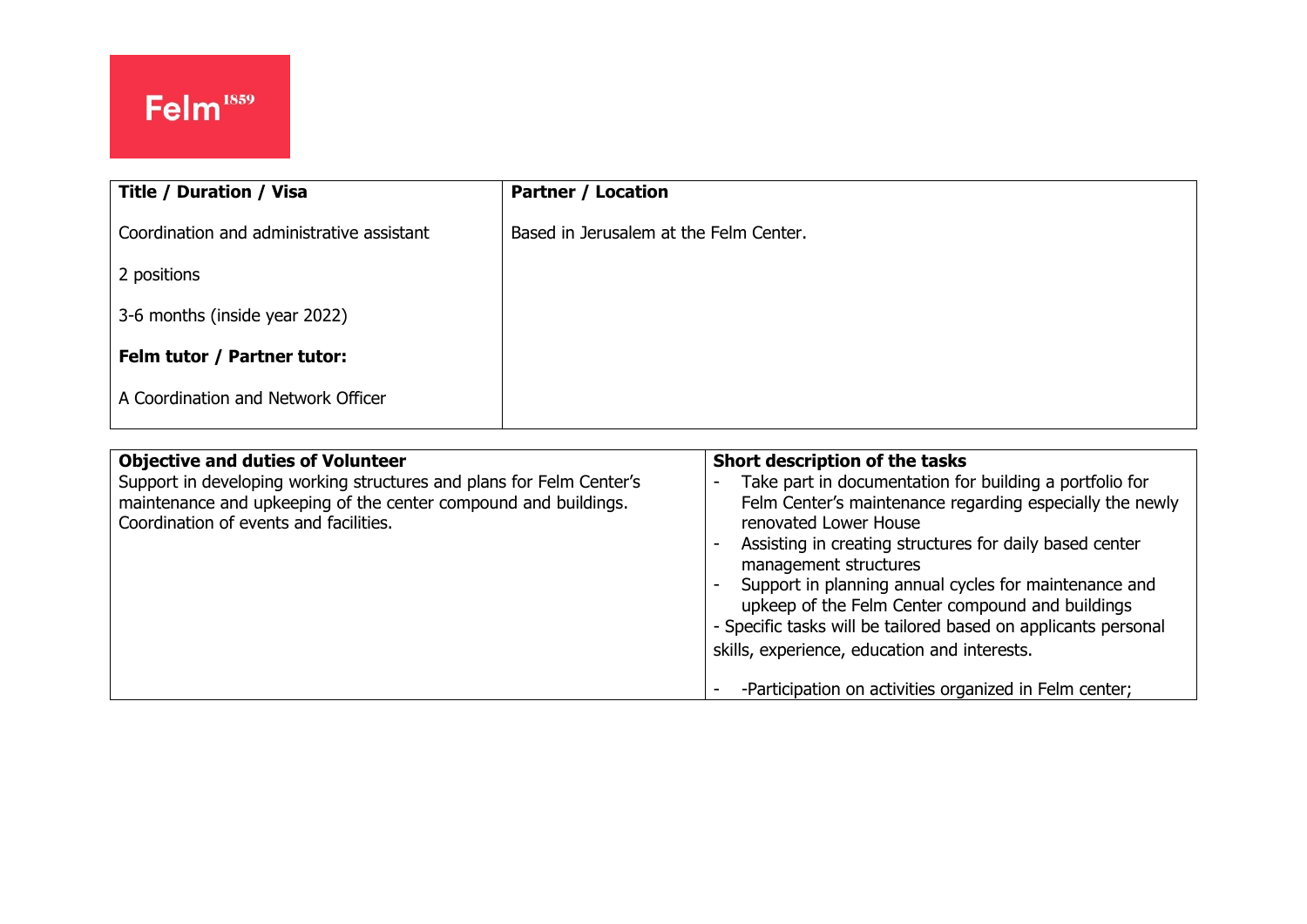Felm[1859]

| Title / Duration / Visa | Partner / Location |
|---|---|
| Coordination and administrative assistant<br><br>2 positions<br><br>3-6 months (inside year 2022)<br><br>**Felm tutor / Partner tutor:**<br><br>A Coordination and Network Officer | Based in Jerusalem at the Felm Center. |

| Objective and duties of Volunteer | Short description of the tasks |
|---|---|
| Support in developing working structures and plans for Felm Center's maintenance and upkeeping of the center compound and buildings. Coordination of events and facilities. | - Take part in documentation for building a portfolio for Felm Center's maintenance regarding especially the newly renovated Lower House<br>- Assisting in creating structures for daily based center management structures<br>- Support in planning annual cycles for maintenance and upkeep of the Felm Center compound and buildings<br>- Specific tasks will be tailored based on applicants personal skills, experience, education and interests.<br><br>- -Participation on activities organized in Felm center; |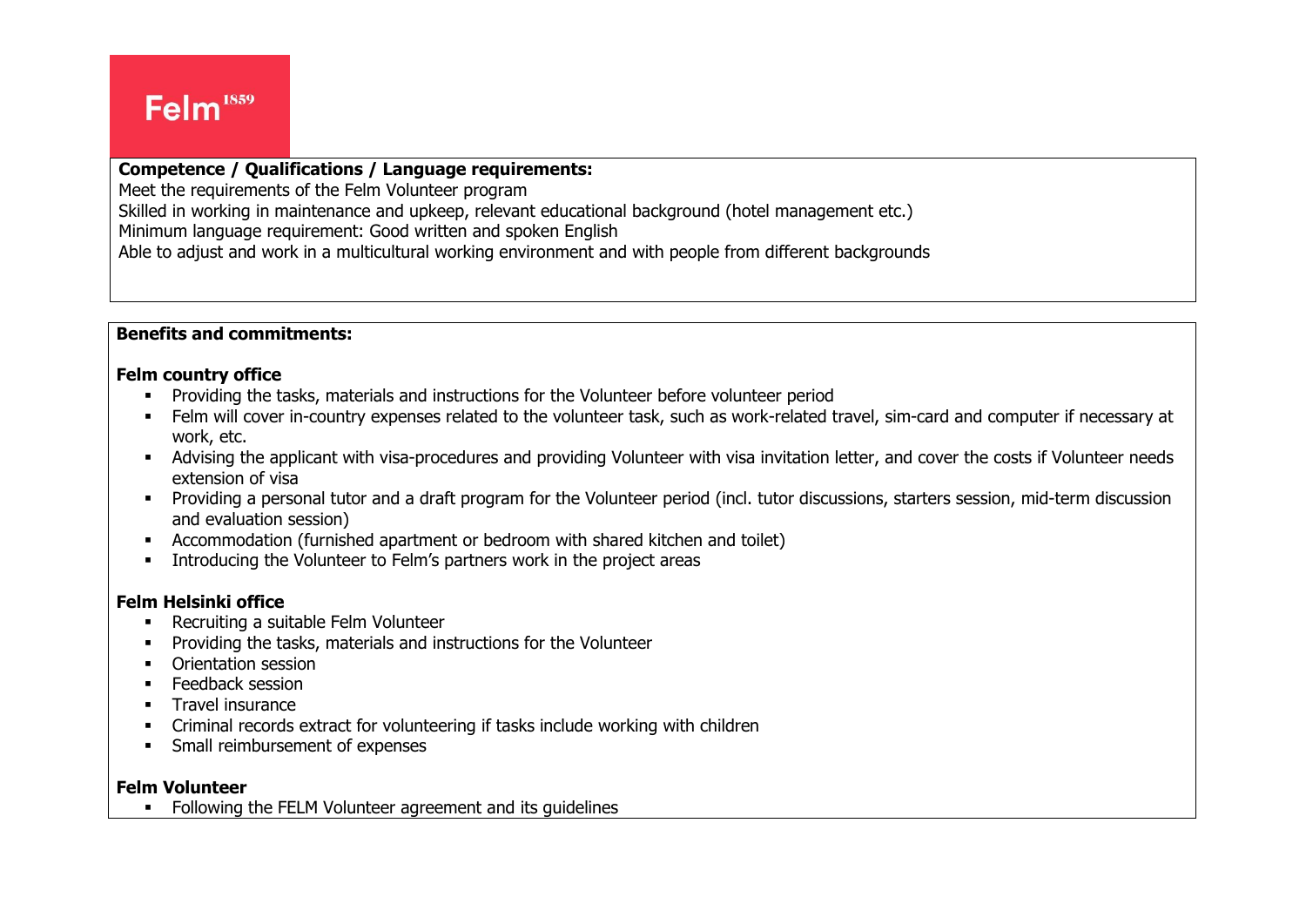**Competence / Qualifications / Language requirements:**

Meet the requirements of the Felm Volunteer program

Skilled in working in maintenance and upkeep, relevant educational background (hotel management etc.)

Minimum language requirement: Good written and spoken English

Able to adjust and work in a multicultural working environment and with people from different backgrounds

**Benefits and commitments:**

**Felm country office**

- Providing the tasks, materials and instructions for the Volunteer before volunteer period
- Felm will cover in-country expenses related to the volunteer task, such as work-related travel, sim-card and computer if necessary at work, etc.
- Advising the applicant with visa-procedures and providing Volunteer with visa invitation letter, and cover the costs if Volunteer needs extension of visa
- Providing a personal tutor and a draft program for the Volunteer period (incl. tutor discussions, starters session, mid-term discussion and evaluation session)
- Accommodation (furnished apartment or bedroom with shared kitchen and toilet)
- Introducing the Volunteer to Felm's partners work in the project areas

**Felm Helsinki office**

- Recruiting a suitable Felm Volunteer
- Providing the tasks, materials and instructions for the Volunteer
- Orientation session
- Feedback session
- Travel insurance
- Criminal records extract for volunteering if tasks include working with children
- Small reimbursement of expenses

**Felm Volunteer**

- Following the FELM Volunteer agreement and its guidelines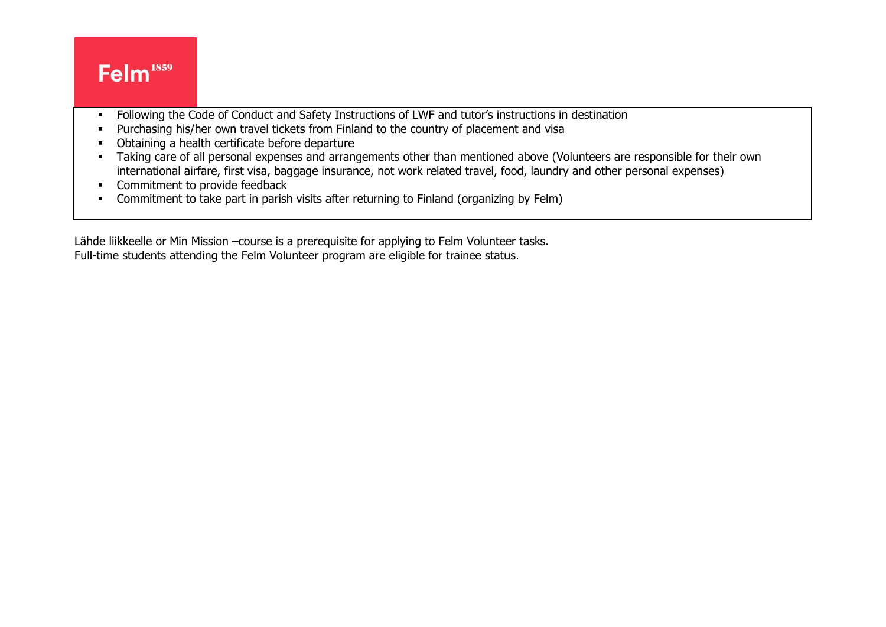- Following the Code of Conduct and Safety Instructions of LWF and tutor's instructions in destination
- Purchasing his/her own travel tickets from Finland to the country of placement and visa
- Obtaining a health certificate before departure
- Taking care of all personal expenses and arrangements other than mentioned above (Volunteers are responsible for their own international airfare, first visa, baggage insurance, not work related travel, food, laundry and other personal expenses)
- Commitment to provide feedback
- Commitment to take part in parish visits after returning to Finland (organizing by Felm)

Lähde liikkeelle or Min Mission –course is a prerequisite for applying to Felm Volunteer tasks.
Full-time students attending the Felm Volunteer program are eligible for trainee status.